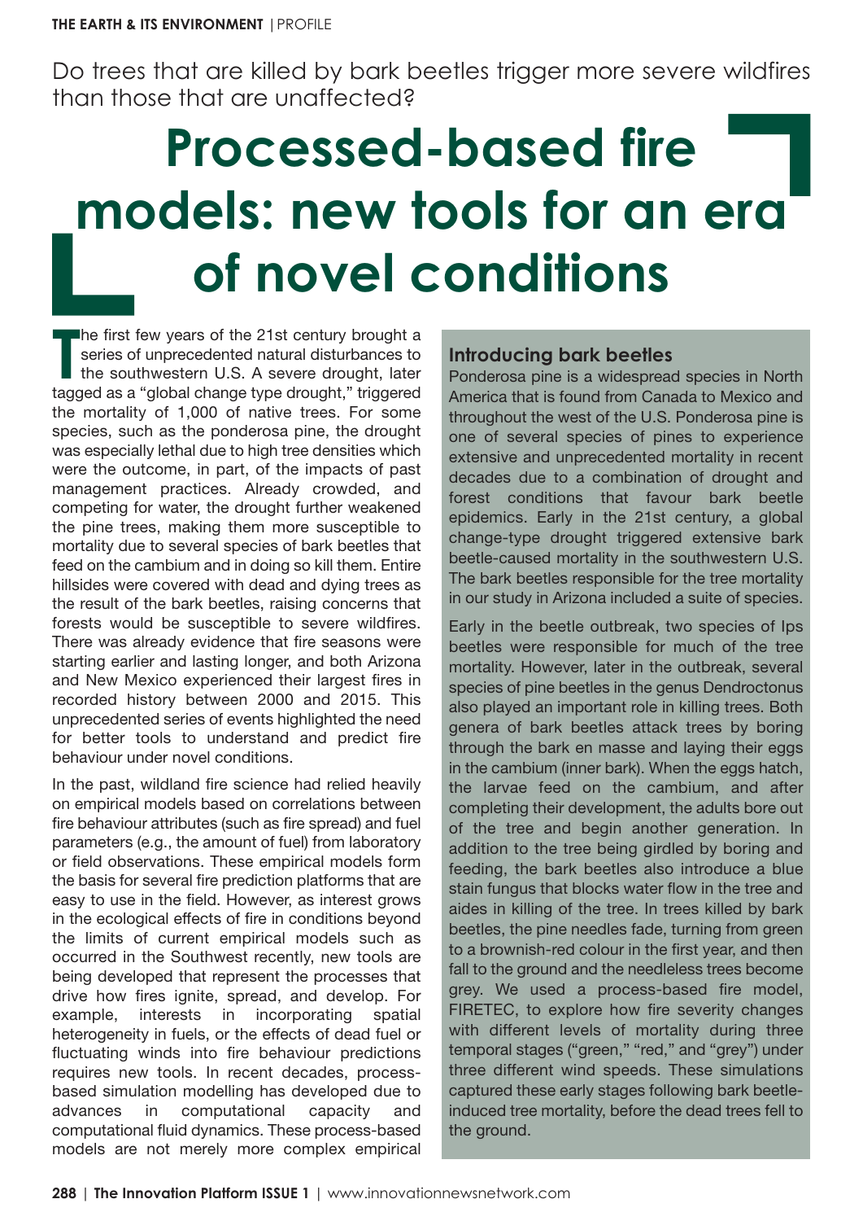Do trees that are killed by bark beetles trigger more severe wildfires than those that are unaffected?

# Processed-based fire models: new tools for an era of novel conditions

The first few years of the 21st century brought a series of unprecedented natural disturbances to the southwestern U.S. A severe drought, later tagged as a "global change type drought," triggered the mortality of 1,000 of native trees. For some species, such as the ponderosa pine, the drought was especially lethal due to high tree densities which were the outcome, in part, of the impacts of past management practices. Already crowded, and competing for water, the drought further weakened the pine trees, making them more susceptible to mortality due to several species of bark beetles that feed on the cambium and in doing so kill them. Entire hillsides were covered with dead and dying trees as the result of the bark beetles, raising concerns that forests would be susceptible to severe wildfires. There was already evidence that fire seasons were starting earlier and lasting longer, and both Arizona and New Mexico experienced their largest fires in recorded history between 2000 and 2015. This unprecedented series of events highlighted the need for better tools to understand and predict fire behaviour under novel conditions.

In the past, wildland fire science had relied heavily on empirical models based on correlations between fire behaviour attributes (such as fire spread) and fuel parameters (e.g., the amount of fuel) from laboratory or field observations. These empirical models form the basis for several fire prediction platforms that are easy to use in the field. However, as interest grows in the ecological effects of fire in conditions beyond the limits of current empirical models such as occurred in the Southwest recently, new tools are being developed that represent the processes that drive how fires ignite, spread, and develop. For example, interests in incorporating spatial heterogeneity in fuels, or the effects of dead fuel or fluctuating winds into fire behaviour predictions requires new tools. In recent decades, process-based simulation modelling has developed due to advances in computational capacity and computational fluid dynamics. These process-based models are not merely more complex empirical

## Introducing bark beetles

Ponderosa pine is a widespread species in North America that is found from Canada to Mexico and throughout the west of the U.S. Ponderosa pine is one of several species of pines to experience extensive and unprecedented mortality in recent decades due to a combination of drought and forest conditions that favour bark beetle epidemics. Early in the 21st century, a global change-type drought triggered extensive bark beetle-caused mortality in the southwestern U.S. The bark beetles responsible for the tree mortality in our study in Arizona included a suite of species.

Early in the beetle outbreak, two species of Ips beetles were responsible for much of the tree mortality. However, later in the outbreak, several species of pine beetles in the genus Dendroctonus also played an important role in killing trees. Both genera of bark beetles attack trees by boring through the bark en masse and laying their eggs in the cambium (inner bark). When the eggs hatch, the larvae feed on the cambium, and after completing their development, the adults bore out of the tree and begin another generation. In addition to the tree being girdled by boring and feeding, the bark beetles also introduce a blue stain fungus that blocks water flow in the tree and aides in killing of the tree. In trees killed by bark beetles, the pine needles fade, turning from green to a brownish-red colour in the first year, and then fall to the ground and the needleless trees become grey. We used a process-based fire model, FIRETEC, to explore how fire severity changes with different levels of mortality during three temporal stages ("green," "red," and "grey") under three different wind speeds. These simulations captured these early stages following bark beetle-induced tree mortality, before the dead trees fell to the ground.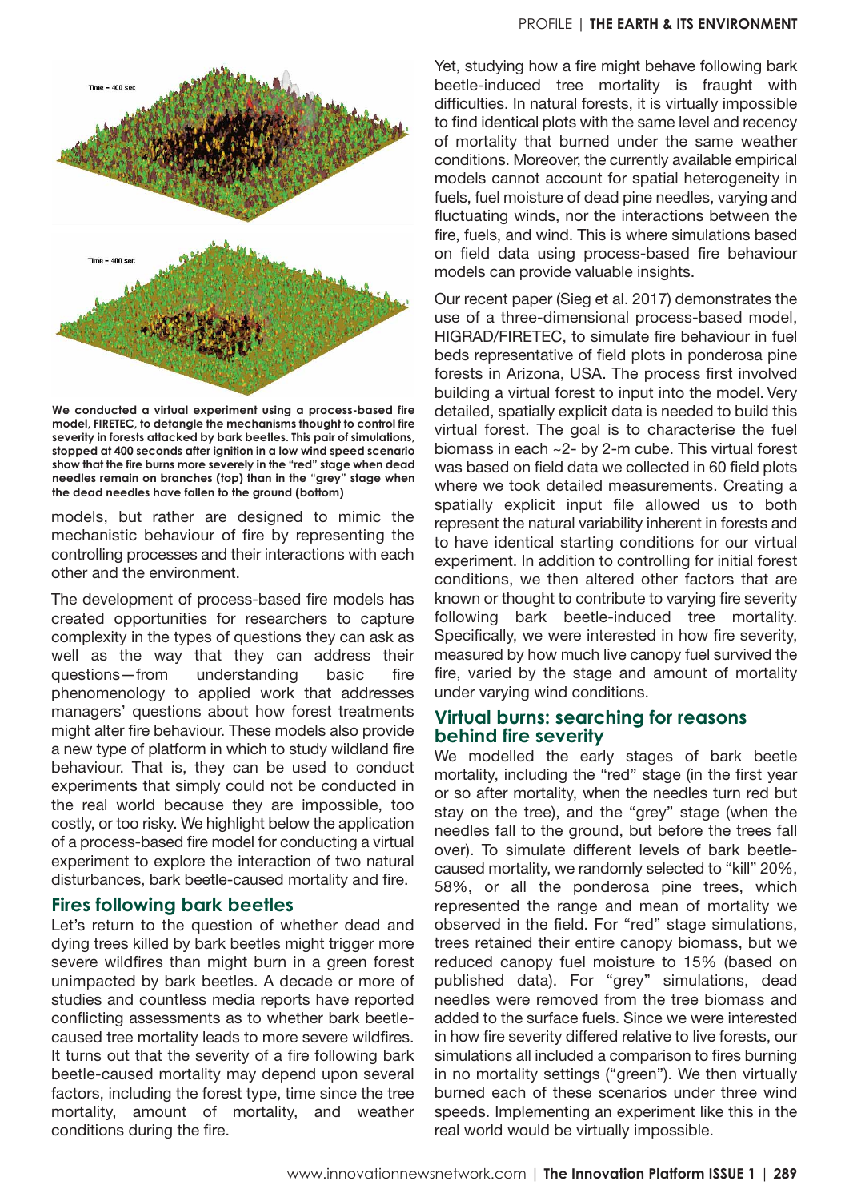We conducted a virtual experiment using a process-based fire model, FIRETEC, to detangle the mechanisms thought to control fire severity in forests attacked by bark beetles. This pair of simulations, stopped at 400 seconds after ignition in a low wind speed scenario show that the fire burns more severely in the "red" stage when dead needles remain on branches (top) than in the "grey" stage when the dead needles have fallen to the ground (bottom)

models, but rather are designed to mimic the mechanistic behaviour of fire by representing the controlling processes and their interactions with each other and the environment.

The development of process-based fire models has created opportunities for researchers to capture complexity in the types of questions they can ask as well as the way that they can address their questions—from understanding basic fire phenomenology to applied work that addresses managers' questions about how forest treatments might alter fire behaviour. These models also provide a new type of platform in which to study wildland fire behaviour. That is, they can be used to conduct experiments that simply could not be conducted in the real world because they are impossible, too costly, or too risky. We highlight below the application of a process-based fire model for conducting a virtual experiment to explore the interaction of two natural disturbances, bark beetle-caused mortality and fire.

## Fires following bark beetles

Let's return to the question of whether dead and dying trees killed by bark beetles might trigger more severe wildfires than might burn in a green forest unimpacted by bark beetles. A decade or more of studies and countless media reports have reported conflicting assessments as to whether bark beetle-caused tree mortality leads to more severe wildfires. It turns out that the severity of a fire following bark beetle-caused mortality may depend upon several factors, including the forest type, time since the tree mortality, amount of mortality, and weather conditions during the fire.

Yet, studying how a fire might behave following bark beetle-induced tree mortality is fraught with difficulties. In natural forests, it is virtually impossible to find identical plots with the same level and recency of mortality that burned under the same weather conditions. Moreover, the currently available empirical models cannot account for spatial heterogeneity in fuels, fuel moisture of dead pine needles, varying and fluctuating winds, nor the interactions between the fire, fuels, and wind. This is where simulations based on field data using process-based fire behaviour models can provide valuable insights.

Our recent paper (Sieg et al. 2017) demonstrates the use of a three-dimensional process-based model, HIGRAD/FIRETEC, to simulate fire behaviour in fuel beds representative of field plots in ponderosa pine forests in Arizona, USA. The process first involved building a virtual forest to input into the model. Very detailed, spatially explicit data is needed to build this virtual forest. The goal is to characterise the fuel biomass in each ~2- by 2-m cube. This virtual forest was based on field data we collected in 60 field plots where we took detailed measurements. Creating a spatially explicit input file allowed us to both represent the natural variability inherent in forests and to have identical starting conditions for our virtual experiment. In addition to controlling for initial forest conditions, we then altered other factors that are known or thought to contribute to varying fire severity following bark beetle-induced tree mortality. Specifically, we were interested in how fire severity, measured by how much live canopy fuel survived the fire, varied by the stage and amount of mortality under varying wind conditions.

## Virtual burns: searching for reasons behind fire severity

We modelled the early stages of bark beetle mortality, including the "red" stage (in the first year or so after mortality, when the needles turn red but stay on the tree), and the "grey" stage (when the needles fall to the ground, but before the trees fall over). To simulate different levels of bark beetle-caused mortality, we randomly selected to "kill" 20%, 58%, or all the ponderosa pine trees, which represented the range and mean of mortality we observed in the field. For "red" stage simulations, trees retained their entire canopy biomass, but we reduced canopy fuel moisture to 15% (based on published data). For "grey" simulations, dead needles were removed from the tree biomass and added to the surface fuels. Since we were interested in how fire severity differed relative to live forests, our simulations all included a comparison to fires burning in no mortality settings ("green"). We then virtually burned each of these scenarios under three wind speeds. Implementing an experiment like this in the real world would be virtually impossible.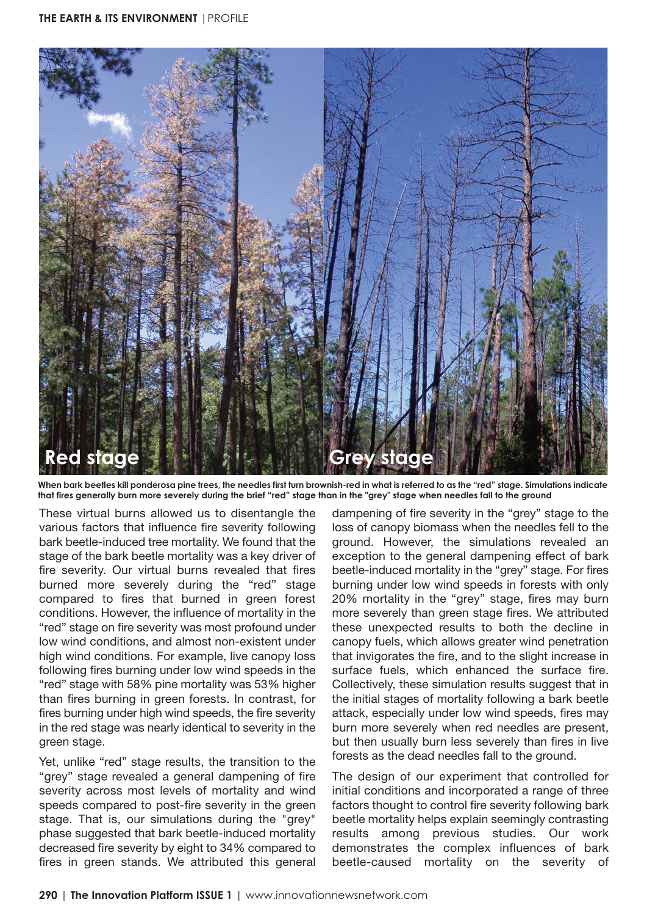When bark beetles kill ponderosa pine trees, the needles first turn brownish-red in what is referred to as the "red" stage. Simulations indicate that fires generally burn more severely during the brief "red" stage than in the "grey" stage when needles fall to the ground

These virtual burns allowed us to disentangle the various factors that influence fire severity following bark beetle-induced tree mortality. We found that the stage of the bark beetle mortality was a key driver of fire severity. Our virtual burns revealed that fires burned more severely during the "red" stage compared to fires that burned in green forest conditions. However, the influence of mortality in the "red" stage on fire severity was most profound under low wind conditions, and almost non-existent under high wind conditions. For example, live canopy loss following fires burning under low wind speeds in the "red" stage with 58% pine mortality was 53% higher than fires burning in green forests. In contrast, for fires burning under high wind speeds, the fire severity in the red stage was nearly identical to severity in the green stage.

Yet, unlike "red" stage results, the transition to the "grey" stage revealed a general dampening of fire severity across most levels of mortality and wind speeds compared to post-fire severity in the green stage. That is, our simulations during the "grey" phase suggested that bark beetle-induced mortality decreased fire severity by eight to 34% compared to fires in green stands. We attributed this general dampening of fire severity in the "grey" stage to the loss of canopy biomass when the needles fell to the ground. However, the simulations revealed an exception to the general dampening effect of bark beetle-induced mortality in the "grey" stage. For fires burning under low wind speeds in forests with only 20% mortality in the "grey" stage, fires may burn more severely than green stage fires. We attributed these unexpected results to both the decline in canopy fuels, which allows greater wind penetration that invigorates the fire, and to the slight increase in surface fuels, which enhanced the surface fire. Collectively, these simulation results suggest that in the initial stages of mortality following a bark beetle attack, especially under low wind speeds, fires may burn more severely when red needles are present, but then usually burn less severely than fires in live forests as the dead needles fall to the ground.

The design of our experiment that controlled for initial conditions and incorporated a range of three factors thought to control fire severity following bark beetle mortality helps explain seemingly contrasting results among previous studies. Our work demonstrates the complex influences of bark beetle-caused mortality on the severity of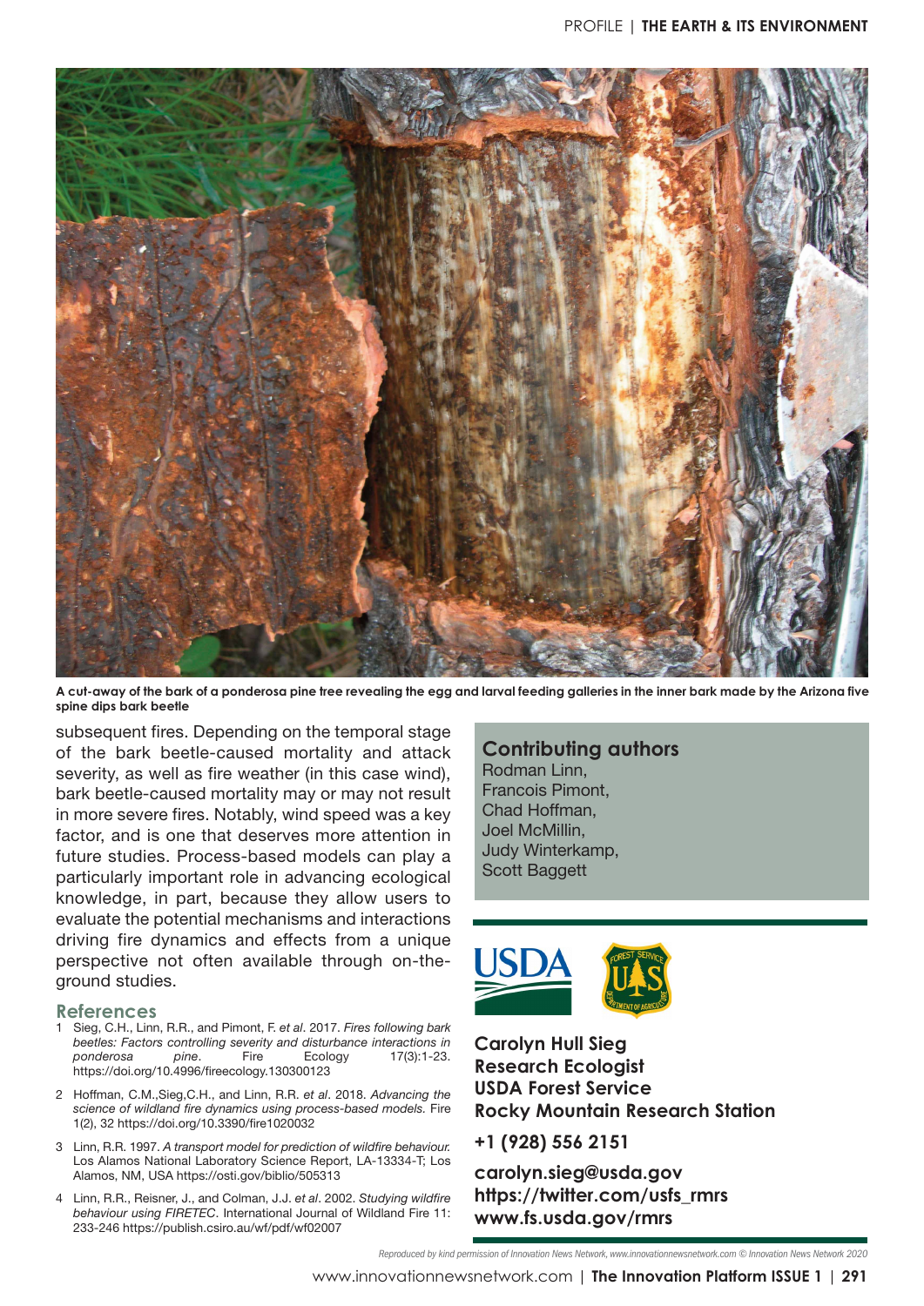A cut-away of the bark of a ponderosa pine tree revealing the egg and larval feeding galleries in the inner bark made by the Arizona five spine dips bark beetle

subsequent fires. Depending on the temporal stage of the bark beetle-caused mortality and attack severity, as well as fire weather (in this case wind), bark beetle-caused mortality may or may not result in more severe fires. Notably, wind speed was a key factor, and is one that deserves more attention in future studies. Process-based models can play a particularly important role in advancing ecological knowledge, in part, because they allow users to evaluate the potential mechanisms and interactions driving fire dynamics and effects from a unique perspective not often available through on-the-ground studies.

## References

1. Sieg, C.H., Linn, R.R., and Pimont, F. *et al*. 2017. *Fires following bark beetles: Factors controlling severity and disturbance interactions in ponderosa pine*. Fire Ecology 17(3):1-23. https://doi.org/10.4996/fireecology.130300123
2. Hoffman, C.M.,Sieg,C.H., and Linn, R.R. *et al*. 2018. *Advancing the science of wildland fire dynamics using process-based models.* Fire 1(2), 32 https://doi.org/10.3390/fire1020032
3. Linn, R.R. 1997. *A transport model for prediction of wildfire behaviour.* Los Alamos National Laboratory Science Report, LA-13334-T; Los Alamos, NM, USA https://osti.gov/biblio/505313
4. Linn, R.R., Reisner, J., and Colman, J.J. *et al*. 2002. *Studying wildfire behaviour using FIRETEC*. International Journal of Wildland Fire 11: 233-246 https://publish.csiro.au/wf/pdf/wf02007

## Contributing authors

Rodman Linn,
Francois Pimont,
Chad Hoffman,
Joel McMillin,
Judy Winterkamp,
Scott Baggett

**Carolyn Hull Sieg**
**Research Ecologist**
**USDA Forest Service**
**Rocky Mountain Research Station**

**+1 (928) 556 2151**

**carolyn.sieg@usda.gov**
**https://twitter.com/usfs_rmrs**
**www.fs.usda.gov/rmrs**

*Reproduced by kind permission of Innovation News Network, www.innovationnewsnetwork.com © Innovation News Network 2020*